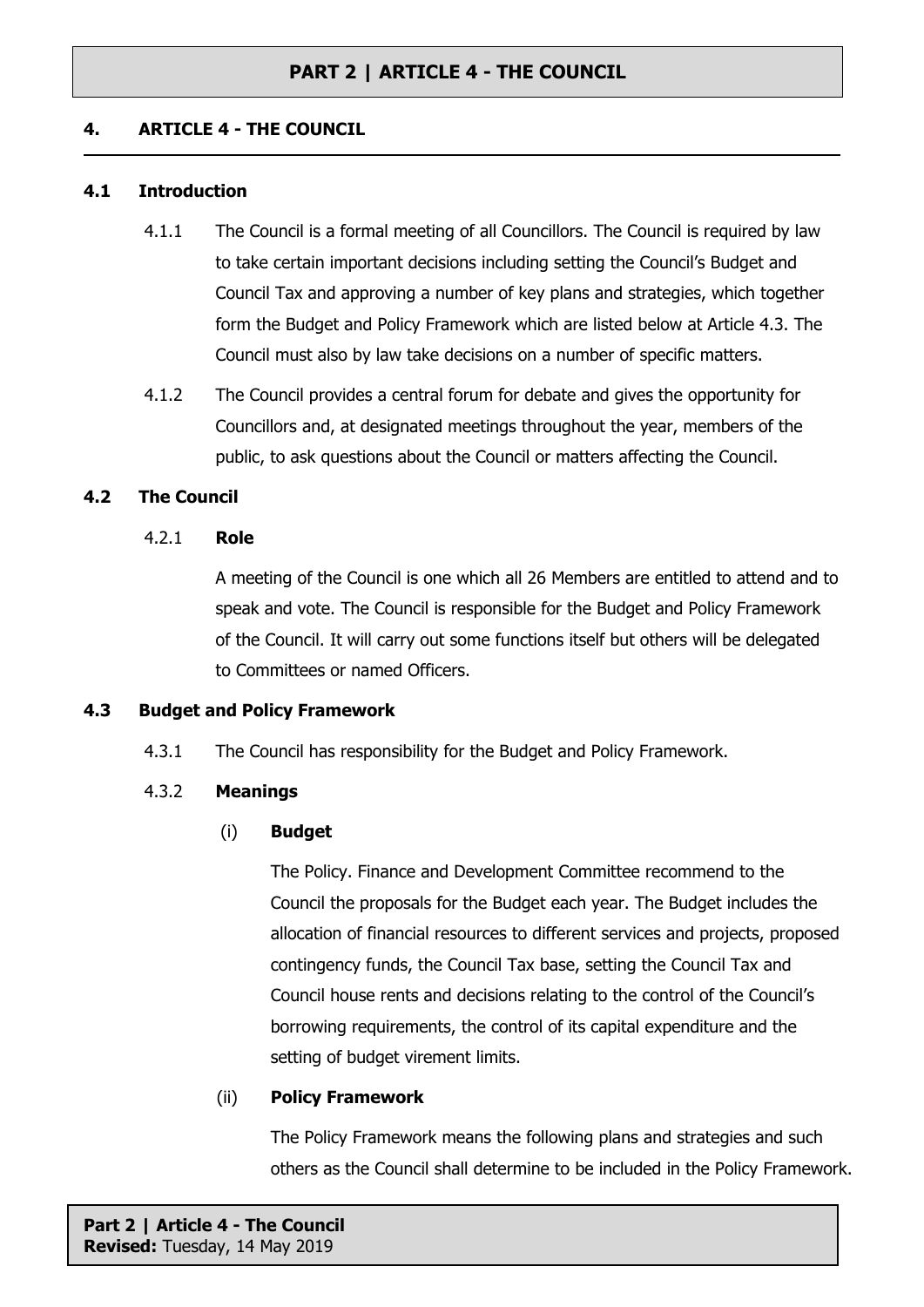# PART 2 | ARTICLE 4 - THE COUNCIL

## 4. ARTICLE 4 - THE COUNCIL

### 4.1 Introduction

4.1.1 The Council is a formal meeting of all Councillors. The Council is required by law to take certain important decisions including setting the Council's Budget and Council Tax and approving a number of key plans and strategies, which together form the Budget and Policy Framework which are listed below at Article 4.3. The Council must also by law take decisions on a number of specific matters.

4.1.2 The Council provides a central forum for debate and gives the opportunity for Councillors and, at designated meetings throughout the year, members of the public, to ask questions about the Council or matters affecting the Council.

### 4.2 The Council

4.2.1 **Role**

A meeting of the Council is one which all 26 Members are entitled to attend and to speak and vote. The Council is responsible for the Budget and Policy Framework of the Council. It will carry out some functions itself but others will be delegated to Committees or named Officers.

### 4.3 Budget and Policy Framework

4.3.1 The Council has responsibility for the Budget and Policy Framework.

4.3.2 **Meanings**

(i) **Budget**

The Policy. Finance and Development Committee recommend to the Council the proposals for the Budget each year. The Budget includes the allocation of financial resources to different services and projects, proposed contingency funds, the Council Tax base, setting the Council Tax and Council house rents and decisions relating to the control of the Council's borrowing requirements, the control of its capital expenditure and the setting of budget virement limits.

(ii) **Policy Framework**

The Policy Framework means the following plans and strategies and such others as the Council shall determine to be included in the Policy Framework.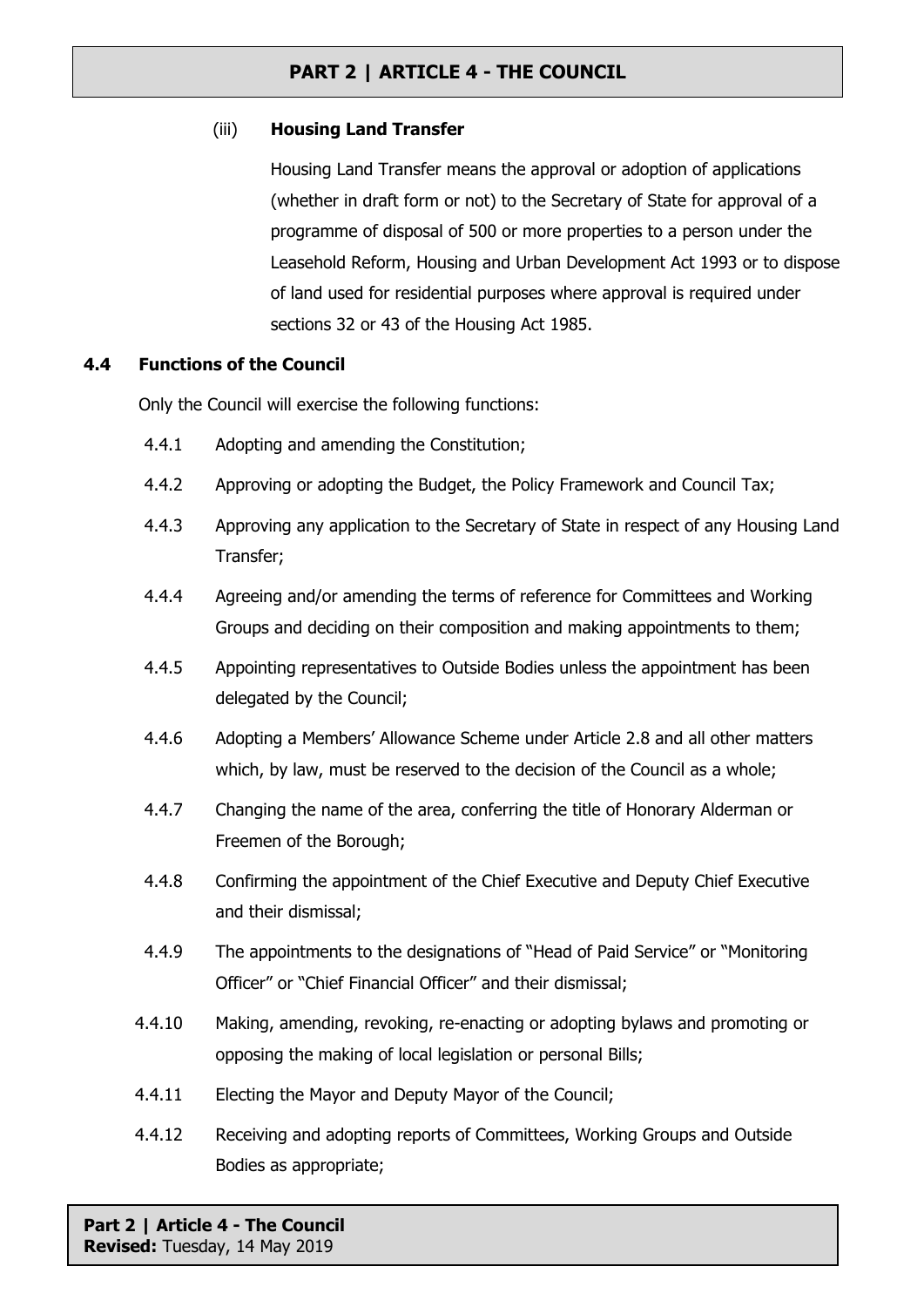(iii) **Housing Land Transfer**

Housing Land Transfer means the approval or adoption of applications (whether in draft form or not) to the Secretary of State for approval of a programme of disposal of 500 or more properties to a person under the Leasehold Reform, Housing and Urban Development Act 1993 or to dispose of land used for residential purposes where approval is required under sections 32 or 43 of the Housing Act 1985.

## 4.4 Functions of the Council

Only the Council will exercise the following functions:

4.4.1 Adopting and amending the Constitution;

4.4.2 Approving or adopting the Budget, the Policy Framework and Council Tax;

4.4.3 Approving any application to the Secretary of State in respect of any Housing Land Transfer;

4.4.4 Agreeing and/or amending the terms of reference for Committees and Working Groups and deciding on their composition and making appointments to them;

4.4.5 Appointing representatives to Outside Bodies unless the appointment has been delegated by the Council;

4.4.6 Adopting a Members' Allowance Scheme under Article 2.8 and all other matters which, by law, must be reserved to the decision of the Council as a whole;

4.4.7 Changing the name of the area, conferring the title of Honorary Alderman or Freemen of the Borough;

4.4.8 Confirming the appointment of the Chief Executive and Deputy Chief Executive and their dismissal;

4.4.9 The appointments to the designations of "Head of Paid Service" or "Monitoring Officer" or "Chief Financial Officer" and their dismissal;

4.4.10 Making, amending, revoking, re-enacting or adopting bylaws and promoting or opposing the making of local legislation or personal Bills;

4.4.11 Electing the Mayor and Deputy Mayor of the Council;

4.4.12 Receiving and adopting reports of Committees, Working Groups and Outside Bodies as appropriate;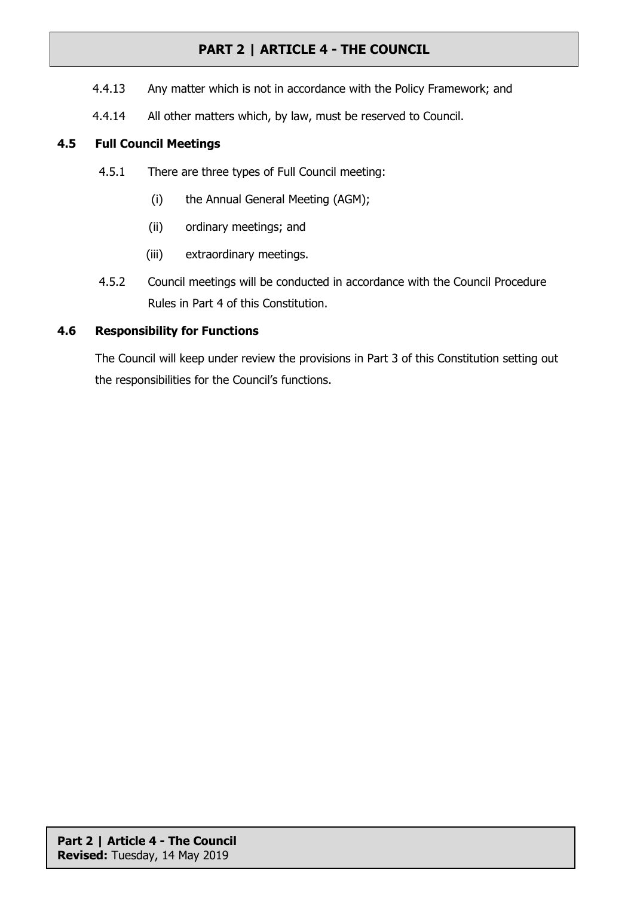4.4.13 Any matter which is not in accordance with the Policy Framework; and

4.4.14 All other matters which, by law, must be reserved to Council.

### 4.5 Full Council Meetings

4.5.1 There are three types of Full Council meeting:

(i) the Annual General Meeting (AGM);

(ii) ordinary meetings; and

(iii) extraordinary meetings.

4.5.2 Council meetings will be conducted in accordance with the Council Procedure Rules in Part 4 of this Constitution.

### 4.6 Responsibility for Functions

The Council will keep under review the provisions in Part 3 of this Constitution setting out the responsibilities for the Council's functions.